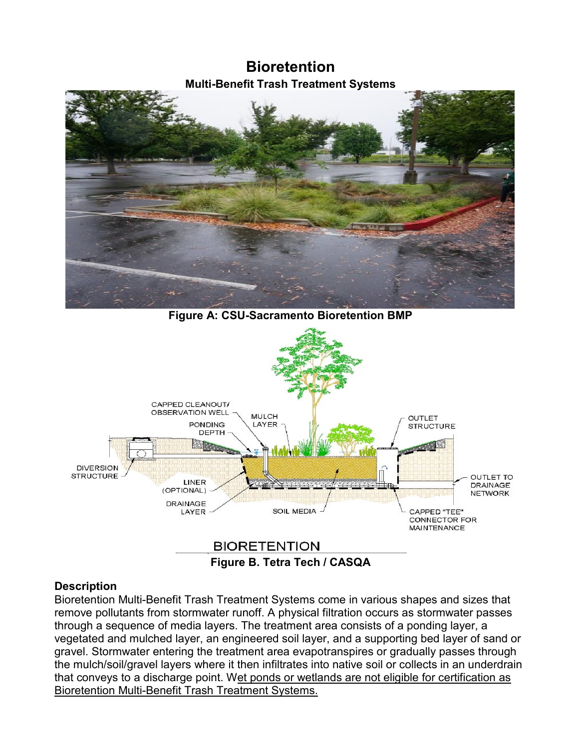# Bioretention

## Multi-Benefit Trash Treatment Systems

**Figure A: CSU-Sacramento Bioretention BMP**

CAPPED CLEANOUT/
OBSERVATION WELL

MULCH
LAYER

PONDING
DEPTH

OUTLET
STRUCTURE

DIVERSION
STRUCTURE

LINER
(OPTIONAL)

OUTLET TO
DRAINAGE
NETWORK

DRAINAGE
LAYER

SOIL MEDIA

CAPPED "TEE"
CONNECTOR FOR
MAINTENANCE

BIORETENTION

**Figure B. Tetra Tech / CASQA**

### Description

Bioretention Multi-Benefit Trash Treatment Systems come in various shapes and sizes that remove pollutants from stormwater runoff. A physical filtration occurs as stormwater passes through a sequence of media layers. The treatment area consists of a ponding layer, a vegetated and mulched layer, an engineered soil layer, and a supporting bed layer of sand or gravel. Stormwater entering the treatment area evapotranspires or gradually passes through the mulch/soil/gravel layers where it then infiltrates into native soil or collects in an underdrain that conveys to a discharge point. Wet ponds or wetlands are not eligible for certification as Bioretention Multi-Benefit Trash Treatment Systems.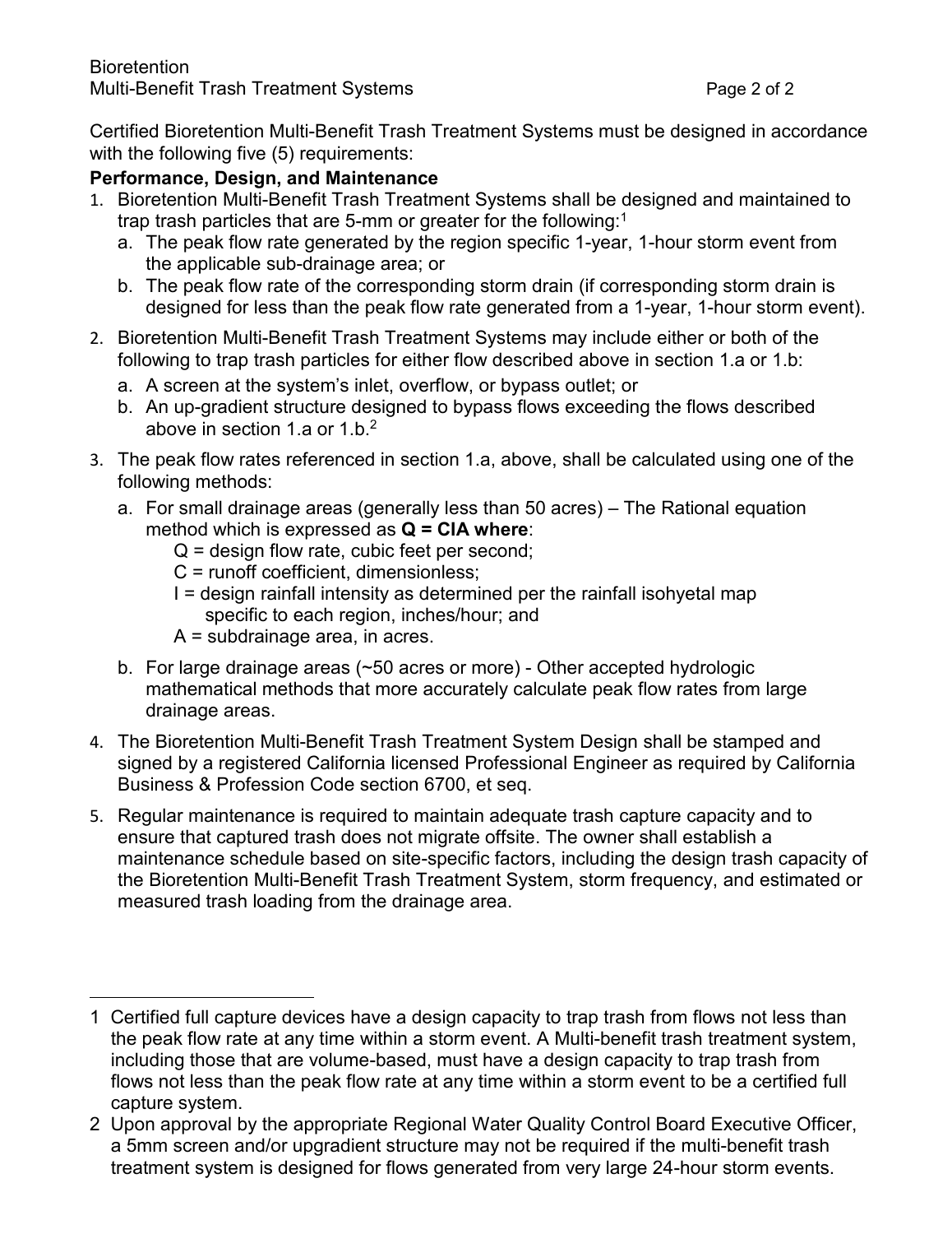Certified Bioretention Multi-Benefit Trash Treatment Systems must be designed in accordance with the following five (5) requirements:

**Performance, Design, and Maintenance**

1. Bioretention Multi-Benefit Trash Treatment Systems shall be designed and maintained to trap trash particles that are 5-mm or greater for the following:[1]
   a. The peak flow rate generated by the region specific 1-year, 1-hour storm event from the applicable sub-drainage area; or
   b. The peak flow rate of the corresponding storm drain (if corresponding storm drain is designed for less than the peak flow rate generated from a 1-year, 1-hour storm event).
2. Bioretention Multi-Benefit Trash Treatment Systems may include either or both of the following to trap trash particles for either flow described above in section 1.a or 1.b:
   a. A screen at the system's inlet, overflow, or bypass outlet; or
   b. An up-gradient structure designed to bypass flows exceeding the flows described above in section 1.a or 1.b.[2]
3. The peak flow rates referenced in section 1.a, above, shall be calculated using one of the following methods:
   a. For small drainage areas (generally less than 50 acres) – The Rational equation method which is expressed as **$Q = CIA$ where**:
      $Q$ = design flow rate, cubic feet per second;
      $C$ = runoff coefficient, dimensionless;
      $I$ = design rainfall intensity as determined per the rainfall isohyetal map specific to each region, inches/hour; and
      $A$ = subdrainage area, in acres.
   b. For large drainage areas (~50 acres or more) - Other accepted hydrologic mathematical methods that more accurately calculate peak flow rates from large drainage areas.
4. The Bioretention Multi-Benefit Trash Treatment System Design shall be stamped and signed by a registered California licensed Professional Engineer as required by California Business & Profession Code section 6700, et seq.
5. Regular maintenance is required to maintain adequate trash capture capacity and to ensure that captured trash does not migrate offsite. The owner shall establish a maintenance schedule based on site-specific factors, including the design trash capacity of the Bioretention Multi-Benefit Trash Treatment System, storm frequency, and estimated or measured trash loading from the drainage area.

---

1 Certified full capture devices have a design capacity to trap trash from flows not less than the peak flow rate at any time within a storm event. A Multi-benefit trash treatment system, including those that are volume-based, must have a design capacity to trap trash from flows not less than the peak flow rate at any time within a storm event to be a certified full capture system.

2 Upon approval by the appropriate Regional Water Quality Control Board Executive Officer, a 5mm screen and/or upgradient structure may not be required if the multi-benefit trash treatment system is designed for flows generated from very large 24-hour storm events.